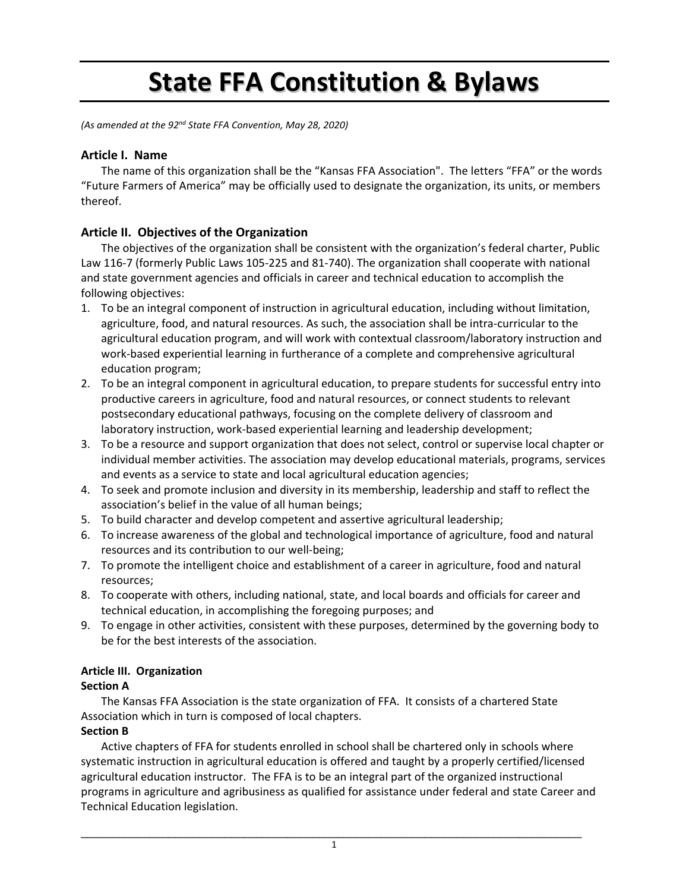# State FFA Constitution & Bylaws

*(As amended at the 92nd State FFA Convention, May 28, 2020)*

## Article I. Name

The name of this organization shall be the "Kansas FFA Association". The letters "FFA" or the words "Future Farmers of America" may be officially used to designate the organization, its units, or members thereof.

## Article II. Objectives of the Organization

The objectives of the organization shall be consistent with the organization's federal charter, Public Law 116-7 (formerly Public Laws 105-225 and 81-740). The organization shall cooperate with national and state government agencies and officials in career and technical education to accomplish the following objectives:

1. To be an integral component of instruction in agricultural education, including without limitation, agriculture, food, and natural resources. As such, the association shall be intra-curricular to the agricultural education program, and will work with contextual classroom/laboratory instruction and work-based experiential learning in furtherance of a complete and comprehensive agricultural education program;
2. To be an integral component in agricultural education, to prepare students for successful entry into productive careers in agriculture, food and natural resources, or connect students to relevant postsecondary educational pathways, focusing on the complete delivery of classroom and laboratory instruction, work-based experiential learning and leadership development;
3. To be a resource and support organization that does not select, control or supervise local chapter or individual member activities. The association may develop educational materials, programs, services and events as a service to state and local agricultural education agencies;
4. To seek and promote inclusion and diversity in its membership, leadership and staff to reflect the association's belief in the value of all human beings;
5. To build character and develop competent and assertive agricultural leadership;
6. To increase awareness of the global and technological importance of agriculture, food and natural resources and its contribution to our well-being;
7. To promote the intelligent choice and establishment of a career in agriculture, food and natural resources;
8. To cooperate with others, including national, state, and local boards and officials for career and technical education, in accomplishing the foregoing purposes; and
9. To engage in other activities, consistent with these purposes, determined by the governing body to be for the best interests of the association.

### Article III. Organization

**Section A**

The Kansas FFA Association is the state organization of FFA. It consists of a chartered State Association which in turn is composed of local chapters.

**Section B**

Active chapters of FFA for students enrolled in school shall be chartered only in schools where systematic instruction in agricultural education is offered and taught by a properly certified/licensed agricultural education instructor. The FFA is to be an integral part of the organized instructional programs in agriculture and agribusiness as qualified for assistance under federal and state Career and Technical Education legislation.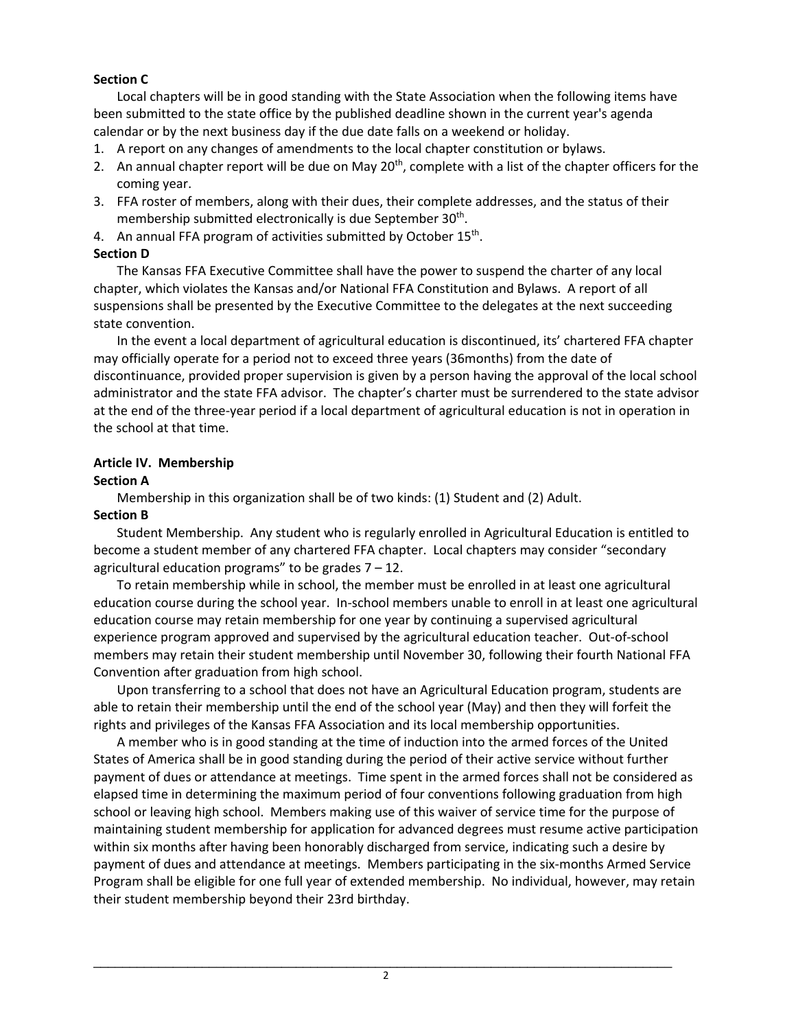**Section C**

Local chapters will be in good standing with the State Association when the following items have been submitted to the state office by the published deadline shown in the current year's agenda calendar or by the next business day if the due date falls on a weekend or holiday.

1. A report on any changes of amendments to the local chapter constitution or bylaws.
2. An annual chapter report will be due on May 20th, complete with a list of the chapter officers for the coming year.
3. FFA roster of members, along with their dues, their complete addresses, and the status of their membership submitted electronically is due September 30th.
4. An annual FFA program of activities submitted by October 15th.

**Section D**

The Kansas FFA Executive Committee shall have the power to suspend the charter of any local chapter, which violates the Kansas and/or National FFA Constitution and Bylaws. A report of all suspensions shall be presented by the Executive Committee to the delegates at the next succeeding state convention.

In the event a local department of agricultural education is discontinued, its' chartered FFA chapter may officially operate for a period not to exceed three years (36months) from the date of discontinuance, provided proper supervision is given by a person having the approval of the local school administrator and the state FFA advisor. The chapter's charter must be surrendered to the state advisor at the end of the three-year period if a local department of agricultural education is not in operation in the school at that time.

**Article IV. Membership**

**Section A**

Membership in this organization shall be of two kinds: (1) Student and (2) Adult.

**Section B**

Student Membership. Any student who is regularly enrolled in Agricultural Education is entitled to become a student member of any chartered FFA chapter. Local chapters may consider "secondary agricultural education programs" to be grades 7 – 12.

To retain membership while in school, the member must be enrolled in at least one agricultural education course during the school year. In-school members unable to enroll in at least one agricultural education course may retain membership for one year by continuing a supervised agricultural experience program approved and supervised by the agricultural education teacher. Out-of-school members may retain their student membership until November 30, following their fourth National FFA Convention after graduation from high school.

Upon transferring to a school that does not have an Agricultural Education program, students are able to retain their membership until the end of the school year (May) and then they will forfeit the rights and privileges of the Kansas FFA Association and its local membership opportunities.

A member who is in good standing at the time of induction into the armed forces of the United States of America shall be in good standing during the period of their active service without further payment of dues or attendance at meetings. Time spent in the armed forces shall not be considered as elapsed time in determining the maximum period of four conventions following graduation from high school or leaving high school. Members making use of this waiver of service time for the purpose of maintaining student membership for application for advanced degrees must resume active participation within six months after having been honorably discharged from service, indicating such a desire by payment of dues and attendance at meetings. Members participating in the six-months Armed Service Program shall be eligible for one full year of extended membership. No individual, however, may retain their student membership beyond their 23rd birthday.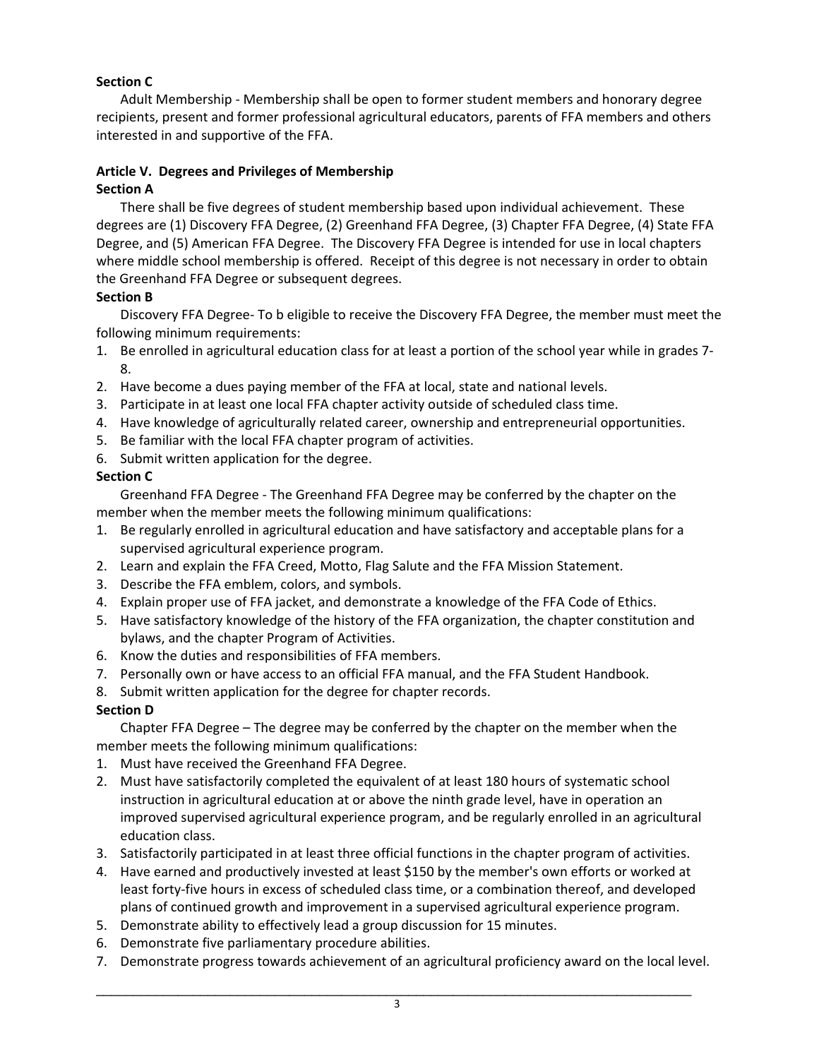**Section C**

Adult Membership - Membership shall be open to former student members and honorary degree recipients, present and former professional agricultural educators, parents of FFA members and others interested in and supportive of the FFA.

**Article V. Degrees and Privileges of Membership**

**Section A**

There shall be five degrees of student membership based upon individual achievement. These degrees are (1) Discovery FFA Degree, (2) Greenhand FFA Degree, (3) Chapter FFA Degree, (4) State FFA Degree, and (5) American FFA Degree. The Discovery FFA Degree is intended for use in local chapters where middle school membership is offered. Receipt of this degree is not necessary in order to obtain the Greenhand FFA Degree or subsequent degrees.

**Section B**

Discovery FFA Degree- To b eligible to receive the Discovery FFA Degree, the member must meet the following minimum requirements:

1. Be enrolled in agricultural education class for at least a portion of the school year while in grades 7-8.
2. Have become a dues paying member of the FFA at local, state and national levels.
3. Participate in at least one local FFA chapter activity outside of scheduled class time.
4. Have knowledge of agriculturally related career, ownership and entrepreneurial opportunities.
5. Be familiar with the local FFA chapter program of activities.
6. Submit written application for the degree.

**Section C**

Greenhand FFA Degree - The Greenhand FFA Degree may be conferred by the chapter on the member when the member meets the following minimum qualifications:

1. Be regularly enrolled in agricultural education and have satisfactory and acceptable plans for a supervised agricultural experience program.
2. Learn and explain the FFA Creed, Motto, Flag Salute and the FFA Mission Statement.
3. Describe the FFA emblem, colors, and symbols.
4. Explain proper use of FFA jacket, and demonstrate a knowledge of the FFA Code of Ethics.
5. Have satisfactory knowledge of the history of the FFA organization, the chapter constitution and bylaws, and the chapter Program of Activities.
6. Know the duties and responsibilities of FFA members.
7. Personally own or have access to an official FFA manual, and the FFA Student Handbook.
8. Submit written application for the degree for chapter records.

**Section D**

Chapter FFA Degree – The degree may be conferred by the chapter on the member when the member meets the following minimum qualifications:

1. Must have received the Greenhand FFA Degree.
2. Must have satisfactorily completed the equivalent of at least 180 hours of systematic school instruction in agricultural education at or above the ninth grade level, have in operation an improved supervised agricultural experience program, and be regularly enrolled in an agricultural education class.
3. Satisfactorily participated in at least three official functions in the chapter program of activities.
4. Have earned and productively invested at least $150 by the member's own efforts or worked at least forty-five hours in excess of scheduled class time, or a combination thereof, and developed plans of continued growth and improvement in a supervised agricultural experience program.
5. Demonstrate ability to effectively lead a group discussion for 15 minutes.
6. Demonstrate five parliamentary procedure abilities.
7. Demonstrate progress towards achievement of an agricultural proficiency award on the local level.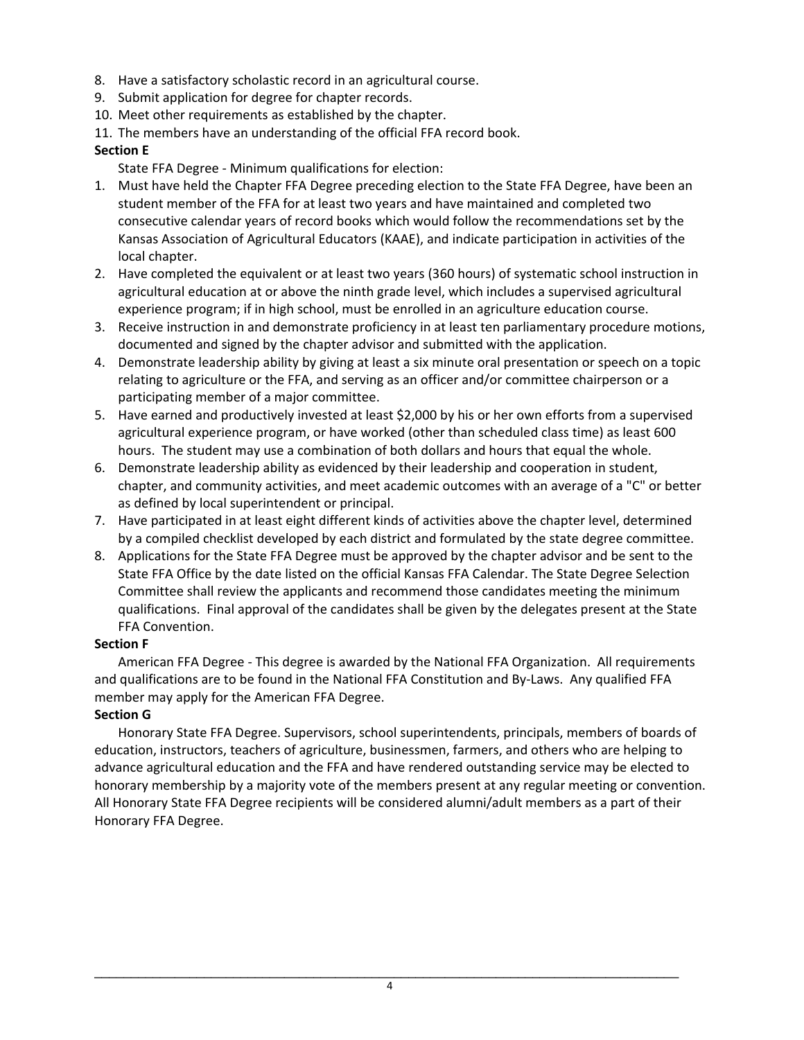8. Have a satisfactory scholastic record in an agricultural course.
9. Submit application for degree for chapter records.
10. Meet other requirements as established by the chapter.
11. The members have an understanding of the official FFA record book.

**Section E**

State FFA Degree - Minimum qualifications for election:

1. Must have held the Chapter FFA Degree preceding election to the State FFA Degree, have been an student member of the FFA for at least two years and have maintained and completed two consecutive calendar years of record books which would follow the recommendations set by the Kansas Association of Agricultural Educators (KAAE), and indicate participation in activities of the local chapter.
2. Have completed the equivalent or at least two years (360 hours) of systematic school instruction in agricultural education at or above the ninth grade level, which includes a supervised agricultural experience program; if in high school, must be enrolled in an agriculture education course.
3. Receive instruction in and demonstrate proficiency in at least ten parliamentary procedure motions, documented and signed by the chapter advisor and submitted with the application.
4. Demonstrate leadership ability by giving at least a six minute oral presentation or speech on a topic relating to agriculture or the FFA, and serving as an officer and/or committee chairperson or a participating member of a major committee.
5. Have earned and productively invested at least $2,000 by his or her own efforts from a supervised agricultural experience program, or have worked (other than scheduled class time) as least 600 hours. The student may use a combination of both dollars and hours that equal the whole.
6. Demonstrate leadership ability as evidenced by their leadership and cooperation in student, chapter, and community activities, and meet academic outcomes with an average of a "C" or better as defined by local superintendent or principal.
7. Have participated in at least eight different kinds of activities above the chapter level, determined by a compiled checklist developed by each district and formulated by the state degree committee.
8. Applications for the State FFA Degree must be approved by the chapter advisor and be sent to the State FFA Office by the date listed on the official Kansas FFA Calendar. The State Degree Selection Committee shall review the applicants and recommend those candidates meeting the minimum qualifications. Final approval of the candidates shall be given by the delegates present at the State FFA Convention.

**Section F**

American FFA Degree - This degree is awarded by the National FFA Organization. All requirements and qualifications are to be found in the National FFA Constitution and By-Laws. Any qualified FFA member may apply for the American FFA Degree.

**Section G**

Honorary State FFA Degree. Supervisors, school superintendents, principals, members of boards of education, instructors, teachers of agriculture, businessmen, farmers, and others who are helping to advance agricultural education and the FFA and have rendered outstanding service may be elected to honorary membership by a majority vote of the members present at any regular meeting or convention. All Honorary State FFA Degree recipients will be considered alumni/adult members as a part of their Honorary FFA Degree.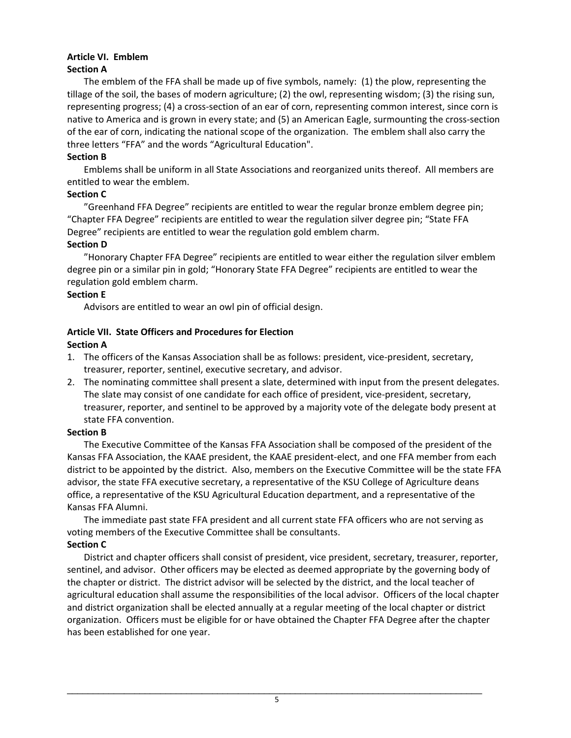**Article VI. Emblem**

**Section A**

The emblem of the FFA shall be made up of five symbols, namely: (1) the plow, representing the tillage of the soil, the bases of modern agriculture; (2) the owl, representing wisdom; (3) the rising sun, representing progress; (4) a cross-section of an ear of corn, representing common interest, since corn is native to America and is grown in every state; and (5) an American Eagle, surmounting the cross-section of the ear of corn, indicating the national scope of the organization. The emblem shall also carry the three letters "FFA" and the words "Agricultural Education".

**Section B**

Emblems shall be uniform in all State Associations and reorganized units thereof. All members are entitled to wear the emblem.

**Section C**

"Greenhand FFA Degree" recipients are entitled to wear the regular bronze emblem degree pin; "Chapter FFA Degree" recipients are entitled to wear the regulation silver degree pin; "State FFA Degree" recipients are entitled to wear the regulation gold emblem charm.

**Section D**

"Honorary Chapter FFA Degree" recipients are entitled to wear either the regulation silver emblem degree pin or a similar pin in gold; "Honorary State FFA Degree" recipients are entitled to wear the regulation gold emblem charm.

**Section E**

Advisors are entitled to wear an owl pin of official design.

**Article VII. State Officers and Procedures for Election**

**Section A**

1. The officers of the Kansas Association shall be as follows: president, vice-president, secretary, treasurer, reporter, sentinel, executive secretary, and advisor.
2. The nominating committee shall present a slate, determined with input from the present delegates. The slate may consist of one candidate for each office of president, vice-president, secretary, treasurer, reporter, and sentinel to be approved by a majority vote of the delegate body present at state FFA convention.

**Section B**

The Executive Committee of the Kansas FFA Association shall be composed of the president of the Kansas FFA Association, the KAAE president, the KAAE president-elect, and one FFA member from each district to be appointed by the district. Also, members on the Executive Committee will be the state FFA advisor, the state FFA executive secretary, a representative of the KSU College of Agriculture deans office, a representative of the KSU Agricultural Education department, and a representative of the Kansas FFA Alumni.

The immediate past state FFA president and all current state FFA officers who are not serving as voting members of the Executive Committee shall be consultants.

**Section C**

District and chapter officers shall consist of president, vice president, secretary, treasurer, reporter, sentinel, and advisor. Other officers may be elected as deemed appropriate by the governing body of the chapter or district. The district advisor will be selected by the district, and the local teacher of agricultural education shall assume the responsibilities of the local advisor. Officers of the local chapter and district organization shall be elected annually at a regular meeting of the local chapter or district organization. Officers must be eligible for or have obtained the Chapter FFA Degree after the chapter has been established for one year.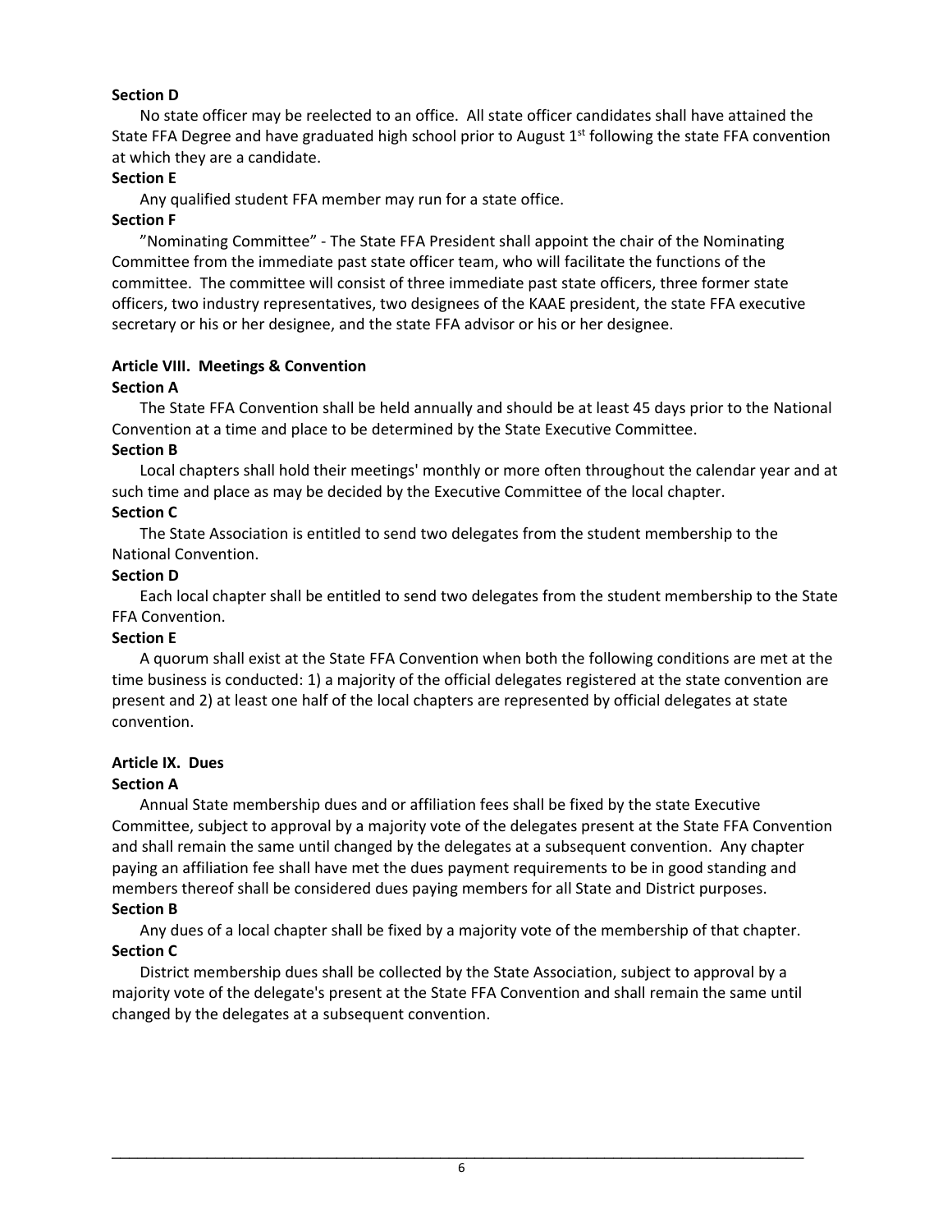**Section D**

No state officer may be reelected to an office. All state officer candidates shall have attained the State FFA Degree and have graduated high school prior to August 1st following the state FFA convention at which they are a candidate.

**Section E**

Any qualified student FFA member may run for a state office.

**Section F**

"Nominating Committee" - The State FFA President shall appoint the chair of the Nominating Committee from the immediate past state officer team, who will facilitate the functions of the committee. The committee will consist of three immediate past state officers, three former state officers, two industry representatives, two designees of the KAAE president, the state FFA executive secretary or his or her designee, and the state FFA advisor or his or her designee.

**Article VIII. Meetings & Convention**

**Section A**

The State FFA Convention shall be held annually and should be at least 45 days prior to the National Convention at a time and place to be determined by the State Executive Committee.

**Section B**

Local chapters shall hold their meetings' monthly or more often throughout the calendar year and at such time and place as may be decided by the Executive Committee of the local chapter.

**Section C**

The State Association is entitled to send two delegates from the student membership to the National Convention.

**Section D**

Each local chapter shall be entitled to send two delegates from the student membership to the State FFA Convention.

**Section E**

A quorum shall exist at the State FFA Convention when both the following conditions are met at the time business is conducted: 1) a majority of the official delegates registered at the state convention are present and 2) at least one half of the local chapters are represented by official delegates at state convention.

**Article IX. Dues**

**Section A**

Annual State membership dues and or affiliation fees shall be fixed by the state Executive Committee, subject to approval by a majority vote of the delegates present at the State FFA Convention and shall remain the same until changed by the delegates at a subsequent convention. Any chapter paying an affiliation fee shall have met the dues payment requirements to be in good standing and members thereof shall be considered dues paying members for all State and District purposes.

**Section B**

Any dues of a local chapter shall be fixed by a majority vote of the membership of that chapter.

**Section C**

District membership dues shall be collected by the State Association, subject to approval by a majority vote of the delegate's present at the State FFA Convention and shall remain the same until changed by the delegates at a subsequent convention.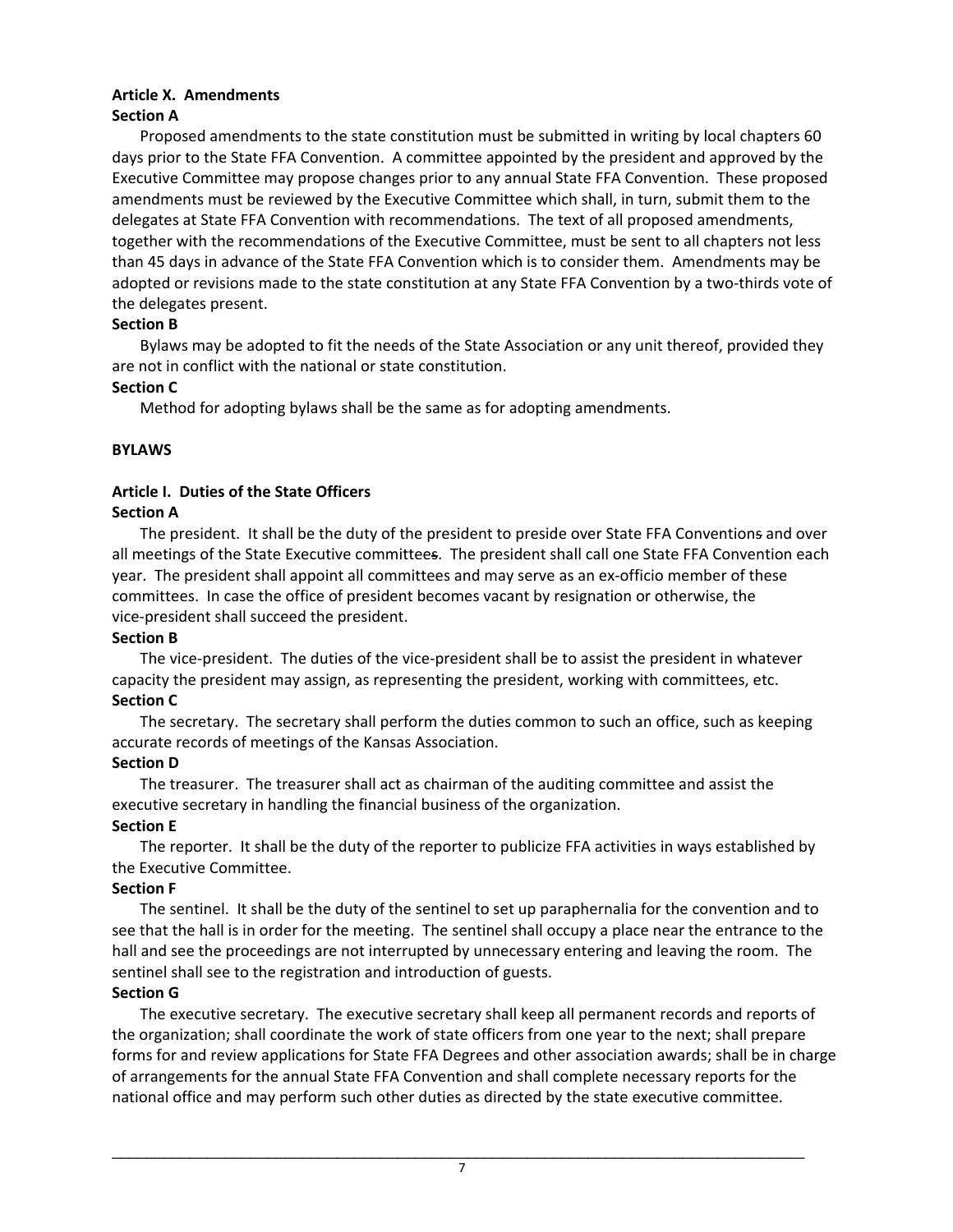**Article X. Amendments**

**Section A**

Proposed amendments to the state constitution must be submitted in writing by local chapters 60 days prior to the State FFA Convention. A committee appointed by the president and approved by the Executive Committee may propose changes prior to any annual State FFA Convention. These proposed amendments must be reviewed by the Executive Committee which shall, in turn, submit them to the delegates at State FFA Convention with recommendations. The text of all proposed amendments, together with the recommendations of the Executive Committee, must be sent to all chapters not less than 45 days in advance of the State FFA Convention which is to consider them. Amendments may be adopted or revisions made to the state constitution at any State FFA Convention by a two-thirds vote of the delegates present.

**Section B**

Bylaws may be adopted to fit the needs of the State Association or any unit thereof, provided they are not in conflict with the national or state constitution.

**Section C**

Method for adopting bylaws shall be the same as for adopting amendments.

**BYLAWS**

**Article I. Duties of the State Officers**

**Section A**

The president. It shall be the duty of the president to preside over State FFA Conventions and over all meetings of the State Executive committees. The president shall call one State FFA Convention each year. The president shall appoint all committees and may serve as an ex-officio member of these committees. In case the office of president becomes vacant by resignation or otherwise, the vice-president shall succeed the president.

**Section B**

The vice-president. The duties of the vice-president shall be to assist the president in whatever capacity the president may assign, as representing the president, working with committees, etc.

**Section C**

The secretary. The secretary shall perform the duties common to such an office, such as keeping accurate records of meetings of the Kansas Association.

**Section D**

The treasurer. The treasurer shall act as chairman of the auditing committee and assist the executive secretary in handling the financial business of the organization.

**Section E**

The reporter. It shall be the duty of the reporter to publicize FFA activities in ways established by the Executive Committee.

**Section F**

The sentinel. It shall be the duty of the sentinel to set up paraphernalia for the convention and to see that the hall is in order for the meeting. The sentinel shall occupy a place near the entrance to the hall and see the proceedings are not interrupted by unnecessary entering and leaving the room. The sentinel shall see to the registration and introduction of guests.

**Section G**

The executive secretary. The executive secretary shall keep all permanent records and reports of the organization; shall coordinate the work of state officers from one year to the next; shall prepare forms for and review applications for State FFA Degrees and other association awards; shall be in charge of arrangements for the annual State FFA Convention and shall complete necessary reports for the national office and may perform such other duties as directed by the state executive committee.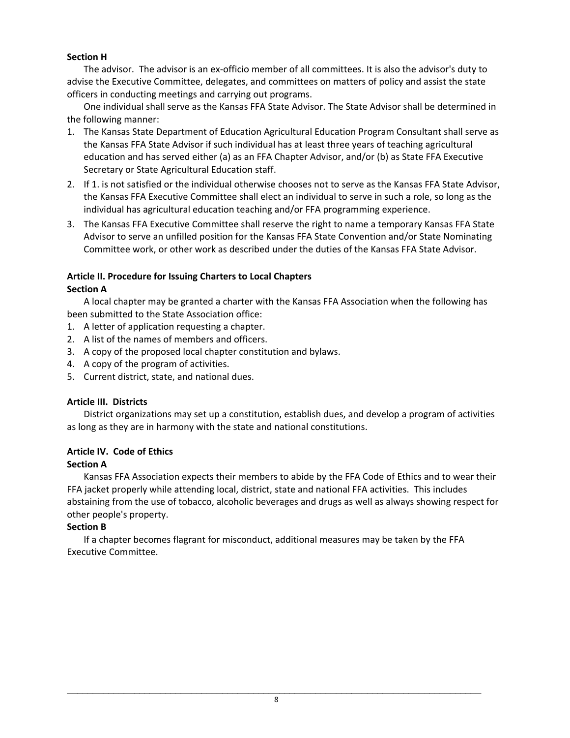**Section H**

The advisor. The advisor is an ex-officio member of all committees. It is also the advisor's duty to advise the Executive Committee, delegates, and committees on matters of policy and assist the state officers in conducting meetings and carrying out programs.

One individual shall serve as the Kansas FFA State Advisor. The State Advisor shall be determined in the following manner:

1. The Kansas State Department of Education Agricultural Education Program Consultant shall serve as the Kansas FFA State Advisor if such individual has at least three years of teaching agricultural education and has served either (a) as an FFA Chapter Advisor, and/or (b) as State FFA Executive Secretary or State Agricultural Education staff.
2. If 1. is not satisfied or the individual otherwise chooses not to serve as the Kansas FFA State Advisor, the Kansas FFA Executive Committee shall elect an individual to serve in such a role, so long as the individual has agricultural education teaching and/or FFA programming experience.
3. The Kansas FFA Executive Committee shall reserve the right to name a temporary Kansas FFA State Advisor to serve an unfilled position for the Kansas FFA State Convention and/or State Nominating Committee work, or other work as described under the duties of the Kansas FFA State Advisor.

**Article II. Procedure for Issuing Charters to Local Chapters**
**Section A**

A local chapter may be granted a charter with the Kansas FFA Association when the following has been submitted to the State Association office:

1. A letter of application requesting a chapter.
2. A list of the names of members and officers.
3. A copy of the proposed local chapter constitution and bylaws.
4. A copy of the program of activities.
5. Current district, state, and national dues.

**Article III. Districts**

District organizations may set up a constitution, establish dues, and develop a program of activities as long as they are in harmony with the state and national constitutions.

**Article IV. Code of Ethics**
**Section A**

Kansas FFA Association expects their members to abide by the FFA Code of Ethics and to wear their FFA jacket properly while attending local, district, state and national FFA activities. This includes abstaining from the use of tobacco, alcoholic beverages and drugs as well as always showing respect for other people's property.

**Section B**

If a chapter becomes flagrant for misconduct, additional measures may be taken by the FFA Executive Committee.